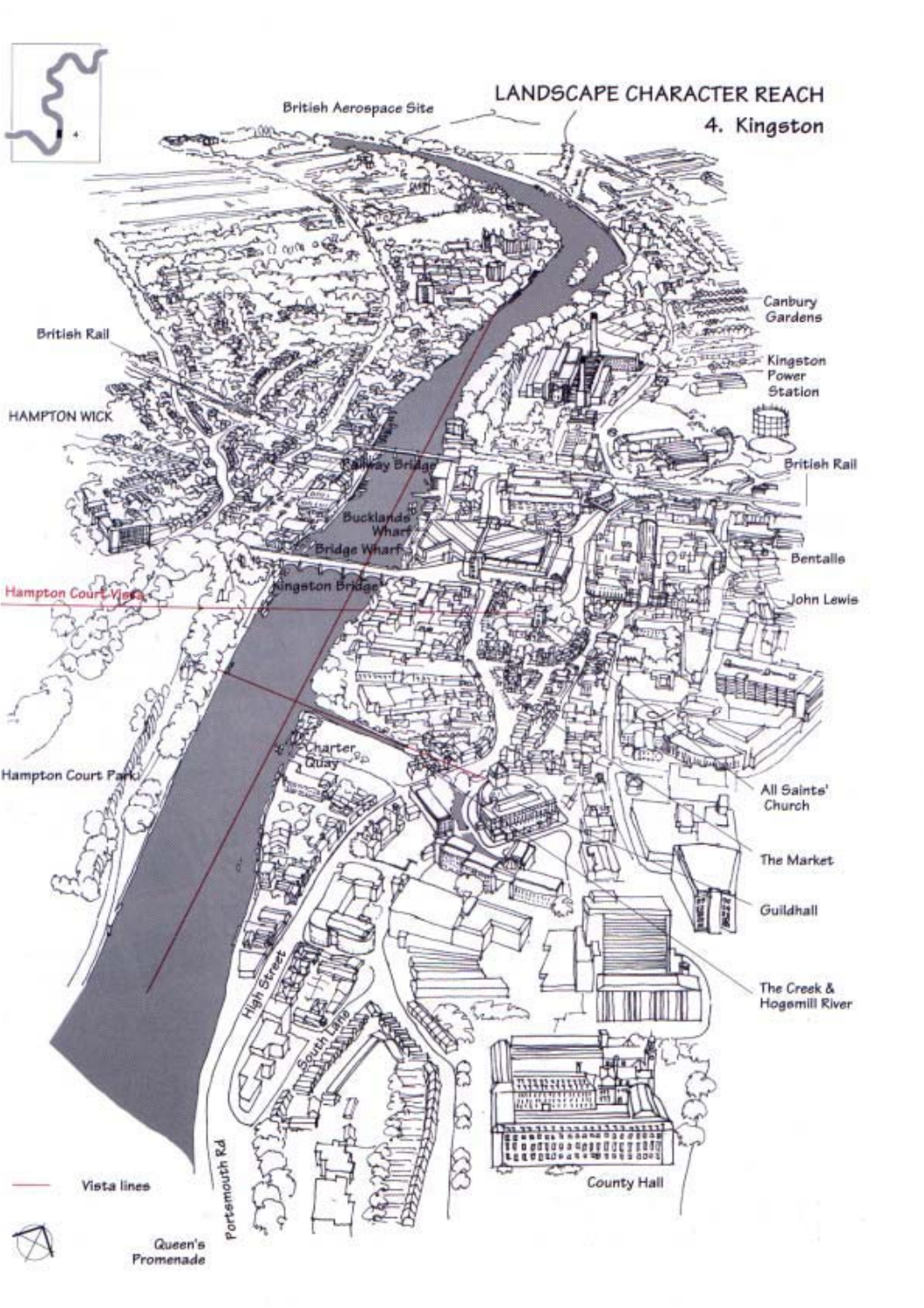# LANDSCAPE CHARACTER REACH

## 4. Kingston

British Aerospace Site

Canbury Gardens

British Rail

Kingston Power Station

HAMPTON WICK

Railway Bridge

British Rail

Bucklands Wharf

Bridge Wharf

Bentalls

Kingston Bridge

Hampton Court Vista

John Lewis

Charter Quay

Hampton Court Park

All Saints' Church

The Market

Guildhall

High Street

The Creek & Hogsmill River

South Lane

Portsmouth Rd

County Hall

Vista lines

Queen's Promenade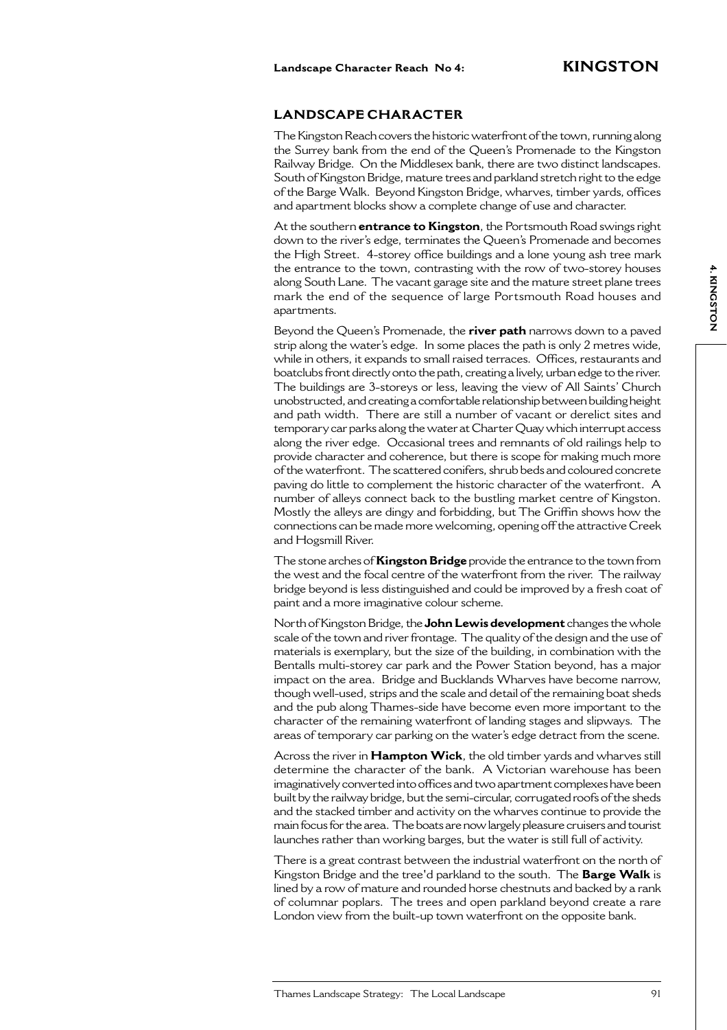**Landscape Character Reach No 4:** **KINGSTON**

## LANDSCAPE CHARACTER

The Kingston Reach covers the historic waterfront of the town, running along the Surrey bank from the end of the Queen's Promenade to the Kingston Railway Bridge. On the Middlesex bank, there are two distinct landscapes. South of Kingston Bridge, mature trees and parkland stretch right to the edge of the Barge Walk. Beyond Kingston Bridge, wharves, timber yards, offices and apartment blocks show a complete change of use and character.

At the southern **entrance to Kingston**, the Portsmouth Road swings right down to the river's edge, terminates the Queen's Promenade and becomes the High Street. 4-storey office buildings and a lone young ash tree mark the entrance to the town, contrasting with the row of two-storey houses along South Lane. The vacant garage site and the mature street plane trees mark the end of the sequence of large Portsmouth Road houses and apartments.

Beyond the Queen's Promenade, the **river path** narrows down to a paved strip along the water's edge. In some places the path is only 2 metres wide, while in others, it expands to small raised terraces. Offices, restaurants and boatclubs front directly onto the path, creating a lively, urban edge to the river. The buildings are 3-storeys or less, leaving the view of All Saints' Church unobstructed, and creating a comfortable relationship between building height and path width. There are still a number of vacant or derelict sites and temporary car parks along the water at Charter Quay which interrupt access along the river edge. Occasional trees and remnants of old railings help to provide character and coherence, but there is scope for making much more of the waterfront. The scattered conifers, shrub beds and coloured concrete paving do little to complement the historic character of the waterfront. A number of alleys connect back to the bustling market centre of Kingston. Mostly the alleys are dingy and forbidding, but The Griffin shows how the connections can be made more welcoming, opening off the attractive Creek and Hogsmill River.

The stone arches of **Kingston Bridge** provide the entrance to the town from the west and the focal centre of the waterfront from the river. The railway bridge beyond is less distinguished and could be improved by a fresh coat of paint and a more imaginative colour scheme.

North of Kingston Bridge, the **John Lewis development** changes the whole scale of the town and river frontage. The quality of the design and the use of materials is exemplary, but the size of the building, in combination with the Bentalls multi-storey car park and the Power Station beyond, has a major impact on the area. Bridge and Bucklands Wharves have become narrow, though well-used, strips and the scale and detail of the remaining boat sheds and the pub along Thames-side have become even more important to the character of the remaining waterfront of landing stages and slipways. The areas of temporary car parking on the water's edge detract from the scene.

Across the river in **Hampton Wick**, the old timber yards and wharves still determine the character of the bank. A Victorian warehouse has been imaginatively converted into offices and two apartment complexes have been built by the railway bridge, but the semi-circular, corrugated roofs of the sheds and the stacked timber and activity on the wharves continue to provide the main focus for the area. The boats are now largely pleasure cruisers and tourist launches rather than working barges, but the water is still full of activity.

There is a great contrast between the industrial waterfront on the north of Kingston Bridge and the tree'd parkland to the south. The **Barge Walk** is lined by a row of mature and rounded horse chestnuts and backed by a rank of columnar poplars. The trees and open parkland beyond create a rare London view from the built-up town waterfront on the opposite bank.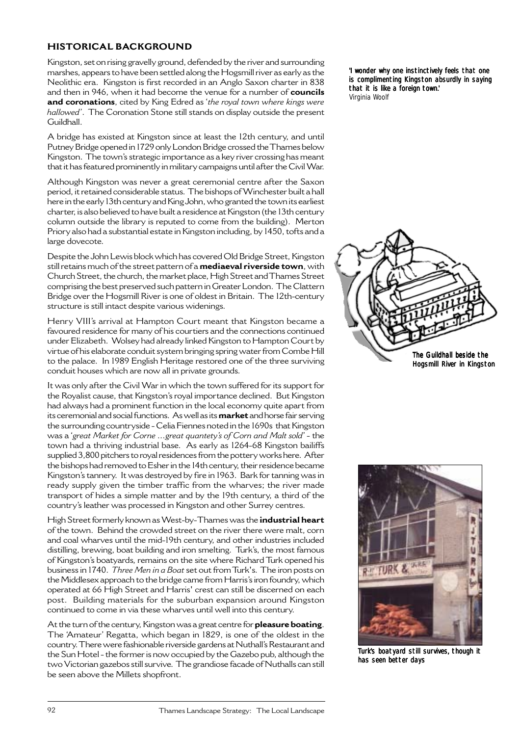## HISTORICAL BACKGROUND

Kingston, set on rising gravelly ground, defended by the river and surrounding marshes, appears to have been settled along the Hogsmill river as early as the Neolithic era. Kingston is first recorded in an Anglo Saxon charter in 838 and then in 946, when it had become the venue for a number of **councils and coronations**, cited by King Edred as '*the royal town where kings were hallowed*'. The Coronation Stone still stands on display outside the present Guildhall.

A bridge has existed at Kingston since at least the 12th century, and until Putney Bridge opened in 1729 only London Bridge crossed the Thames below Kingston. The town's strategic importance as a key river crossing has meant that it has featured prominently in military campaigns until after the Civil War.

Although Kingston was never a great ceremonial centre after the Saxon period, it retained considerable status. The bishops of Winchester built a hall here in the early 13th century and King John, who granted the town its earliest charter, is also believed to have built a residence at Kingston (the 13th century column outside the library is reputed to come from the building). Merton Priory also had a substantial estate in Kingston including, by 1450, tofts and a large dovecote.

Despite the John Lewis block which has covered Old Bridge Street, Kingston still retains much of the street pattern of a **mediaeval riverside town**, with Church Street, the church, the market place, High Street and Thames Street comprising the best preserved such pattern in Greater London. The Clattern Bridge over the Hogsmill River is one of oldest in Britain. The 12th-century structure is still intact despite various widenings.

Henry VIII's arrival at Hampton Court meant that Kingston became a favoured residence for many of his courtiers and the connections continued under Elizabeth. Wolsey had already linked Kingston to Hampton Court by virtue of his elaborate conduit system bringing spring water from Combe Hill to the palace. In 1989 English Heritage restored one of the three surviving conduit houses which are now all in private grounds.

It was only after the Civil War in which the town suffered for its support for the Royalist cause, that Kingston's royal importance declined. But Kingston had always had a prominent function in the local economy quite apart from its ceremonial and social functions. As well as its **market** and horse fair serving the surrounding countryside - Celia Fiennes noted in the 1690s that Kingston was a '*great Market for Corne ...great quantety's of Corn and Malt sold*' - the town had a thriving industrial base. As early as 1264-68 Kingston bailiffs supplied 3,800 pitchers to royal residences from the pottery works here. After the bishops had removed to Esher in the 14th century, their residence became Kingston's tannery. It was destroyed by fire in 1963. Bark for tanning was in ready supply given the timber traffic from the wharves; the river made transport of hides a simple matter and by the 19th century, a third of the country's leather was processed in Kingston and other Surrey centres.

High Street formerly known as West-by-Thames was the **industrial heart** of the town. Behind the crowded street on the river there were malt, corn and coal wharves until the mid-19th century, and other industries included distilling, brewing, boat building and iron smelting. Turk's, the most famous of Kingston's boatyards, remains on the site where Richard Turk opened his business in 1740. *Three Men in a Boat* set out from Turk's. The iron posts on the Middlesex approach to the bridge came from Harris's iron foundry, which operated at 66 High Street and Harris' crest can still be discerned on each post. Building materials for the suburban expansion around Kingston continued to come in via these wharves until well into this century.

At the turn of the century, Kingston was a great centre for **pleasure boating**. The 'Amateur' Regatta, which began in 1829, is one of the oldest in the country. There were fashionable riverside gardens at Nuthall's Restaurant and the Sun Hotel - the former is now occupied by the Gazebo pub, although the two Victorian gazebos still survive. The grandiose facade of Nuthalls can still be seen above the Millets shopfront.

*'I wonder why one instinctively feels that one is complimenting Kingston absurdly in saying that it is like a foreign town.'*
Virginia Woolf

The Guildhall beside the Hogsmill River in Kingston

Turk's boatyard still survives, though it has seen better days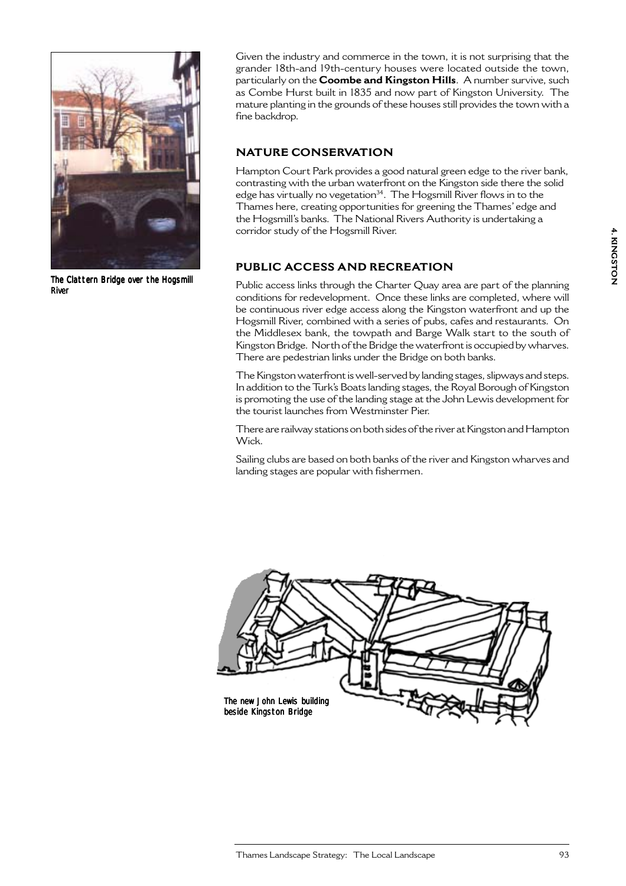The Clattern Bridge over the Hogsmill River

Given the industry and commerce in the town, it is not surprising that the grander 18th-and 19th-century houses were located outside the town, particularly on the **Coombe and Kingston Hills**. A number survive, such as Combe Hurst built in 1835 and now part of Kingston University. The mature planting in the grounds of these houses still provides the town with a fine backdrop.

## NATURE CONSERVATION

Hampton Court Park provides a good natural green edge to the river bank, contrasting with the urban waterfront on the Kingston side there the solid edge has virtually no vegetation[34]. The Hogsmill River flows in to the Thames here, creating opportunities for greening the Thames' edge and the Hogsmill's banks. The National Rivers Authority is undertaking a corridor study of the Hogsmill River.

## PUBLIC ACCESS AND RECREATION

Public access links through the Charter Quay area are part of the planning conditions for redevelopment. Once these links are completed, where will be continuous river edge access along the Kingston waterfront and up the Hogsmill River, combined with a series of pubs, cafes and restaurants. On the Middlesex bank, the towpath and Barge Walk start to the south of Kingston Bridge. North of the Bridge the waterfront is occupied by wharves. There are pedestrian links under the Bridge on both banks.

The Kingston waterfront is well-served by landing stages, slipways and steps. In addition to the Turk's Boats landing stages, the Royal Borough of Kingston is promoting the use of the landing stage at the John Lewis development for the tourist launches from Westminster Pier.

There are railway stations on both sides of the river at Kingston and Hampton Wick.

Sailing clubs are based on both banks of the river and Kingston wharves and landing stages are popular with fishermen.

The new John Lewis building beside Kingston Bridge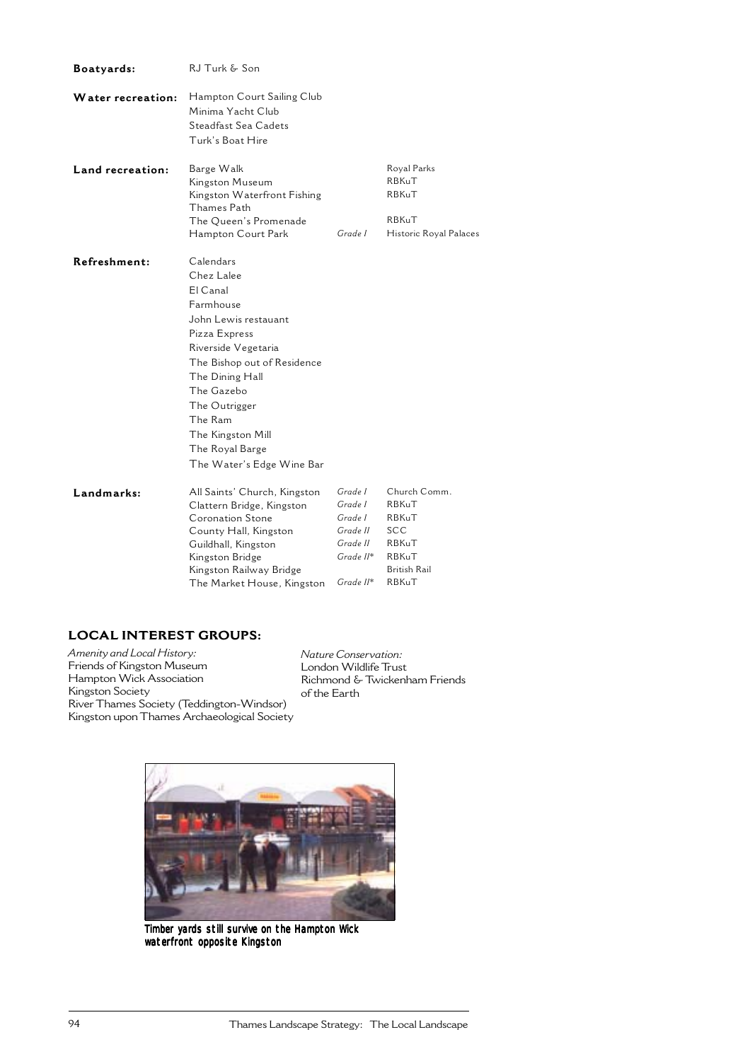**Boatyards:** RJ Turk & Son

**Water recreation:** Hampton Court Sailing Club
Minima Yacht Club
Steadfast Sea Cadets
Turk's Boat Hire

**Land recreation:**

| | | |
|---|---|---|
| Barge Walk | | Royal Parks |
| Kingston Museum | | RBKuT |
| Kingston Waterfront Fishing | | RBKuT |
| Thames Path | | |
| The Queen's Promenade | | RBKuT |
| Hampton Court Park | *Grade I* | Historic Royal Palaces |

**Refreshment:** Calendars
Chez Lalee
El Canal
Farmhouse
John Lewis restauant
Pizza Express
Riverside Vegetaria
The Bishop out of Residence
The Dining Hall
The Gazebo
The Outrigger
The Ram
The Kingston Mill
The Royal Barge
The Water's Edge Wine Bar

**Landmarks:**

| | | |
|---|---|---|
| All Saints' Church, Kingston | *Grade I* | Church Comm. |
| Clattern Bridge, Kingston | *Grade I* | RBKuT |
| Coronation Stone | *Grade I* | RBKuT |
| County Hall, Kingston | *Grade II* | SCC |
| Guildhall, Kingston | *Grade II* | RBKuT |
| Kingston Bridge | *Grade II** | RBKuT |
| Kingston Railway Bridge | | British Rail |
| The Market House, Kingston | *Grade II** | RBKuT |

## LOCAL INTEREST GROUPS:

*Amenity and Local History:*
Friends of Kingston Museum
Hampton Wick Association
Kingston Society
River Thames Society (Teddington-Windsor)
Kingston upon Thames Archaeological Society

*Nature Conservation:*
London Wildlife Trust
Richmond & Twickenham Friends of the Earth

Timber yards still survive on the Hampton Wick waterfront opposite Kingston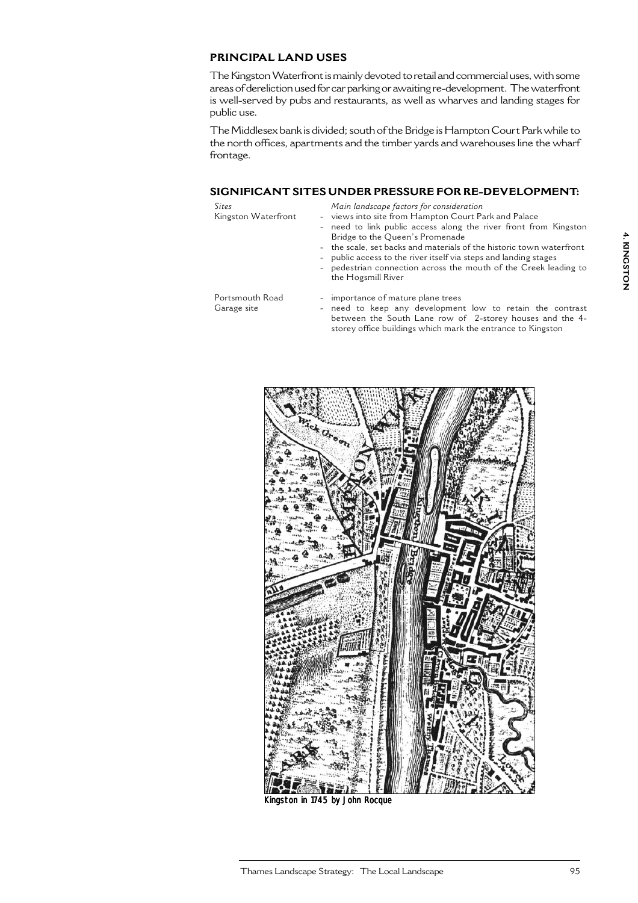## PRINCIPAL LAND USES

The Kingston Waterfront is mainly devoted to retail and commercial uses, with some areas of dereliction used for car parking or awaiting re-development. The waterfront is well-served by pubs and restaurants, as well as wharves and landing stages for public use.

The Middlesex bank is divided; south of the Bridge is Hampton Court Park while to the north offices, apartments and the timber yards and warehouses line the wharf frontage.

## SIGNIFICANT SITES UNDER PRESSURE FOR RE-DEVELOPMENT:

| *Sites* | *Main landscape factors for consideration* |
|---|---|
| Kingston Waterfront | - views into site from Hampton Court Park and Palace<br>- need to link public access along the river front from Kingston Bridge to the Queen's Promenade<br>- the scale, set backs and materials of the historic town waterfront<br>- public access to the river itself via steps and landing stages<br>- pedestrian connection across the mouth of the Creek leading to the Hogsmill River |
| Portsmouth Road Garage site | - importance of mature plane trees<br>- need to keep any development low to retain the contrast between the South Lane row of 2-storey houses and the 4-storey office buildings which mark the entrance to Kingston |

Kingston in 1745 by John Rocque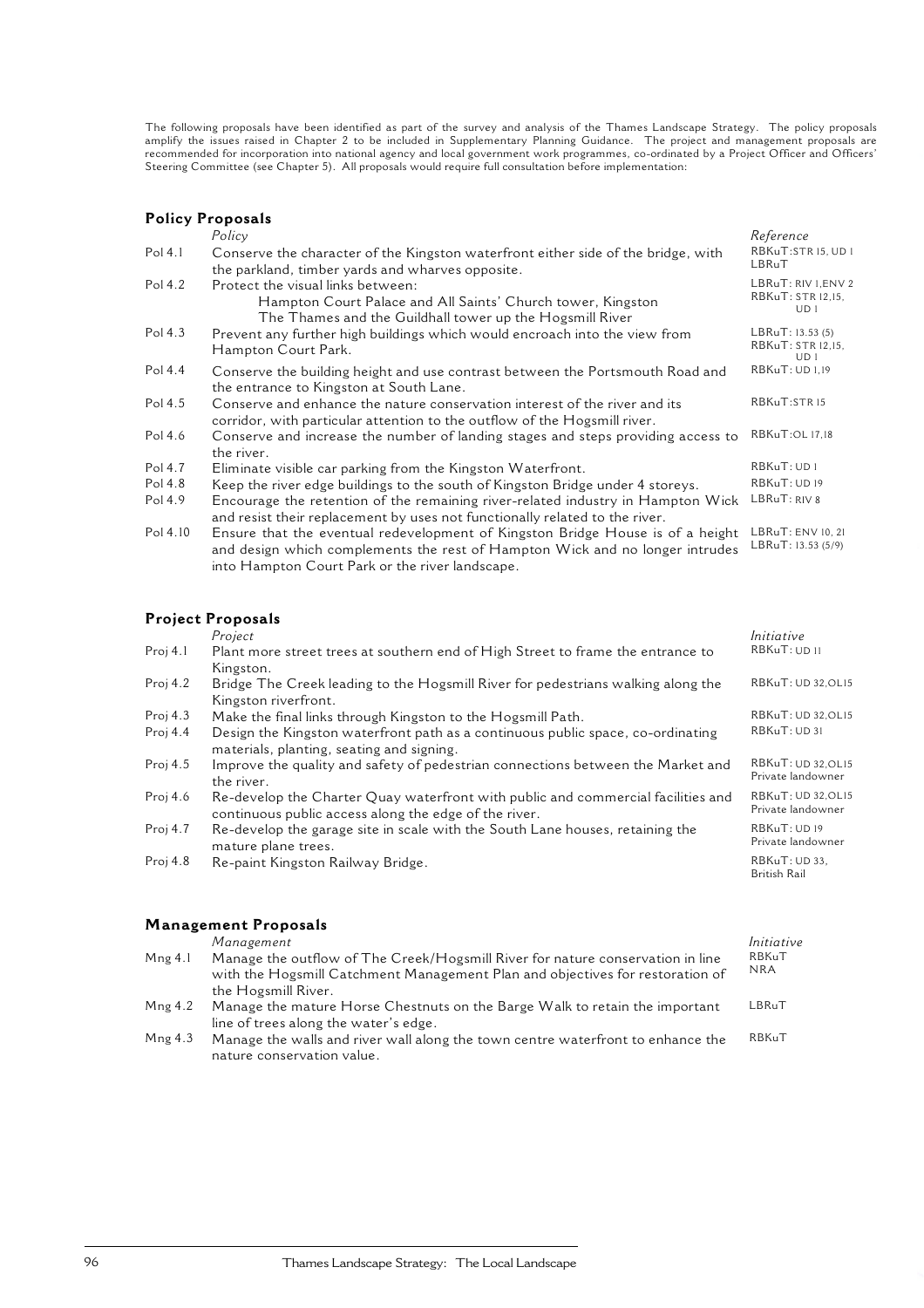The following proposals have been identified as part of the survey and analysis of the Thames Landscape Strategy. The policy proposals amplify the issues raised in Chapter 2 to be included in Supplementary Planning Guidance. The project and management proposals are recommended for incorporation into national agency and local government work programmes, co-ordinated by a Project Officer and Officers' Steering Committee (see Chapter 5). All proposals would require full consultation before implementation:

### Policy Proposals

| | *Policy* | *Reference* |
|---|---|---|
| Pol 4.1 | Conserve the character of the Kingston waterfront either side of the bridge, with the parkland, timber yards and wharves opposite. | RBKuT:STR 15, UD 1 LBRuT |
| Pol 4.2 | Protect the visual links between: Hampton Court Palace and All Saints' Church tower, Kingston; The Thames and the Guildhall tower up the Hogsmill River | LBRuT: RIV 1,ENV 2 RBKuT: STR 12,15, UD 1 |
| Pol 4.3 | Prevent any further high buildings which would encroach into the view from Hampton Court Park. | LBRuT: 13.53 (5) RBKuT: STR 12,15, UD 1 |
| Pol 4.4 | Conserve the building height and use contrast between the Portsmouth Road and the entrance to Kingston at South Lane. | RBKuT: UD 1,19 |
| Pol 4.5 | Conserve and enhance the nature conservation interest of the river and its corridor, with particular attention to the outflow of the Hogsmill river. | RBKuT:STR 15 |
| Pol 4.6 | Conserve and increase the number of landing stages and steps providing access to the river. | RBKuT:OL 17,18 |
| Pol 4.7 | Eliminate visible car parking from the Kingston Waterfront. | RBKuT: UD 1 |
| Pol 4.8 | Keep the river edge buildings to the south of Kingston Bridge under 4 storeys. | RBKuT: UD 19 |
| Pol 4.9 | Encourage the retention of the remaining river-related industry in Hampton Wick and resist their replacement by uses not functionally related to the river. | LBRuT: RIV 8 |
| Pol 4.10 | Ensure that the eventual redevelopment of Kingston Bridge House is of a height and design which complements the rest of Hampton Wick and no longer intrudes into Hampton Court Park or the river landscape. | LBRuT: ENV 10, 21 LBRuT: 13.53 (5/9) |

### Project Proposals

| | *Project* | *Initiative* |
|---|---|---|
| Proj 4.1 | Plant more street trees at southern end of High Street to frame the entrance to Kingston. | RBKuT: UD 11 |
| Proj 4.2 | Bridge The Creek leading to the Hogsmill River for pedestrians walking along the Kingston riverfront. | RBKuT: UD 32,OL15 |
| Proj 4.3 | Make the final links through Kingston to the Hogsmill Path. | RBKuT: UD 32,OL15 |
| Proj 4.4 | Design the Kingston waterfront path as a continuous public space, co-ordinating materials, planting, seating and signing. | RBKuT: UD 31 |
| Proj 4.5 | Improve the quality and safety of pedestrian connections between the Market and the river. | RBKuT: UD 32,OL15 Private landowner |
| Proj 4.6 | Re-develop the Charter Quay waterfront with public and commercial facilities and continuous public access along the edge of the river. | RBKuT: UD 32,OL15 Private landowner |
| Proj 4.7 | Re-develop the garage site in scale with the South Lane houses, retaining the mature plane trees. | RBKuT: UD 19 Private landowner |
| Proj 4.8 | Re-paint Kingston Railway Bridge. | RBKuT: UD 33, British Rail |

### Management Proposals

| | *Management* | *Initiative* |
|---|---|---|
| Mng 4.1 | Manage the outflow of The Creek/Hogsmill River for nature conservation in line with the Hogsmill Catchment Management Plan and objectives for restoration of the Hogsmill River. | RBKuT NRA |
| Mng 4.2 | Manage the mature Horse Chestnuts on the Barge Walk to retain the important line of trees along the water's edge. | LBRuT |
| Mng 4.3 | Manage the walls and river wall along the town centre waterfront to enhance the nature conservation value. | RBKuT |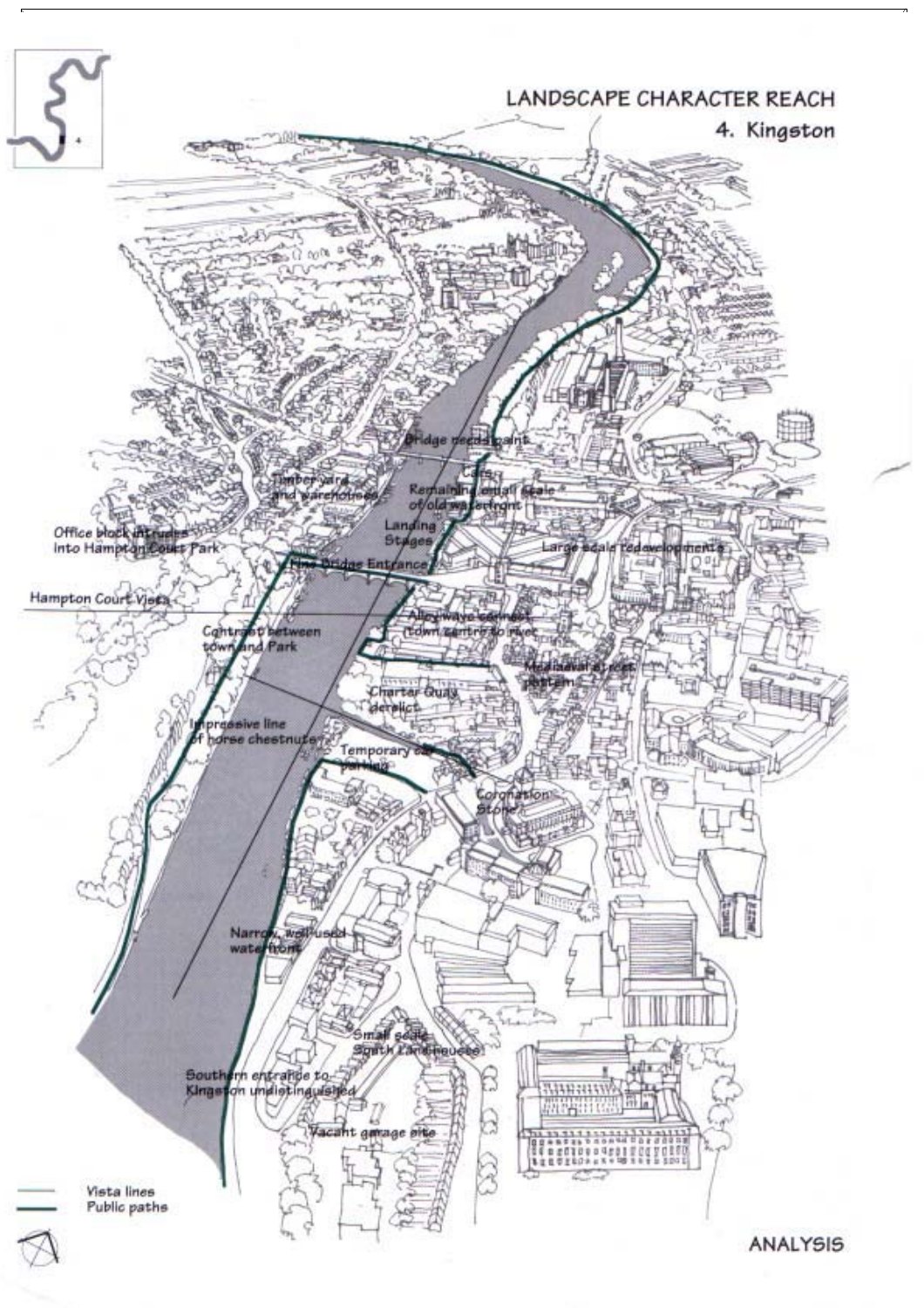# LANDSCAPE CHARACTER REACH

## 4. Kingston

Bridge needs paint

Cars

Timber yard and warehouses

Remaining small scale of old waterfront

Landing Stages

Office block intrudes into Hampton Court Park

Large scale redevelopments

Fine Bridge Entrance

Hampton Court Vista

Alleyways connect town centre to river

Contrast between town and Park

Medieval street pattern

Charter Quay derelict

Impressive line of horse chestnuts

Temporary car parking

Coronation Stone

Narrow, well-used waterfront

Small scale South Lane houses

Southern entrance to Kingston undistinguished

Vacant garage site

Vista lines

Public paths

ANALYSIS